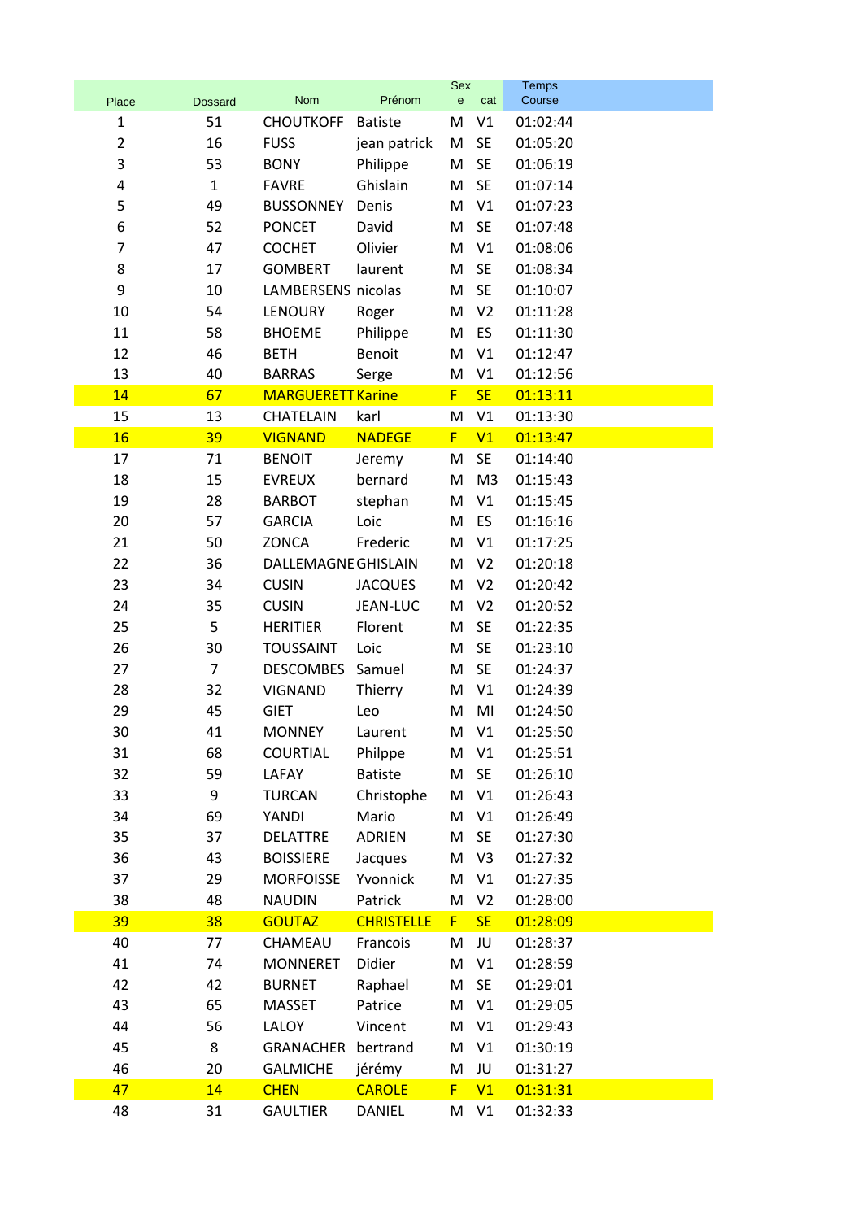| Place | Dossard | Nom | Prénom | Sexe | cat | Temps Course |
|---|---|---|---|---|---|---|
| 1 | 51 | CHOUTKOFF | Batiste | M | V1 | 01:02:44 |
| 2 | 16 | FUSS | jean patrick | M | SE | 01:05:20 |
| 3 | 53 | BONY | Philippe | M | SE | 01:06:19 |
| 4 | 1 | FAVRE | Ghislain | M | SE | 01:07:14 |
| 5 | 49 | BUSSONNEY | Denis | M | V1 | 01:07:23 |
| 6 | 52 | PONCET | David | M | SE | 01:07:48 |
| 7 | 47 | COCHET | Olivier | M | V1 | 01:08:06 |
| 8 | 17 | GOMBERT | laurent | M | SE | 01:08:34 |
| 9 | 10 | LAMBERSENS | nicolas | M | SE | 01:10:07 |
| 10 | 54 | LENOURY | Roger | M | V2 | 01:11:28 |
| 11 | 58 | BHOEME | Philippe | M | ES | 01:11:30 |
| 12 | 46 | BETH | Benoit | M | V1 | 01:12:47 |
| 13 | 40 | BARRAS | Serge | M | V1 | 01:12:56 |
| 14 | 67 | MARGUERETT | Karine | F | SE | 01:13:11 |
| 15 | 13 | CHATELAIN | karl | M | V1 | 01:13:30 |
| 16 | 39 | VIGNAND | NADEGE | F | V1 | 01:13:47 |
| 17 | 71 | BENOIT | Jeremy | M | SE | 01:14:40 |
| 18 | 15 | EVREUX | bernard | M | M3 | 01:15:43 |
| 19 | 28 | BARBOT | stephan | M | V1 | 01:15:45 |
| 20 | 57 | GARCIA | Loic | M | ES | 01:16:16 |
| 21 | 50 | ZONCA | Frederic | M | V1 | 01:17:25 |
| 22 | 36 | DALLEMAGNE | GHISLAIN | M | V2 | 01:20:18 |
| 23 | 34 | CUSIN | JACQUES | M | V2 | 01:20:42 |
| 24 | 35 | CUSIN | JEAN-LUC | M | V2 | 01:20:52 |
| 25 | 5 | HERITIER | Florent | M | SE | 01:22:35 |
| 26 | 30 | TOUSSAINT | Loic | M | SE | 01:23:10 |
| 27 | 7 | DESCOMBES | Samuel | M | SE | 01:24:37 |
| 28 | 32 | VIGNAND | Thierry | M | V1 | 01:24:39 |
| 29 | 45 | GIET | Leo | M | MI | 01:24:50 |
| 30 | 41 | MONNEY | Laurent | M | V1 | 01:25:50 |
| 31 | 68 | COURTIAL | Philppe | M | V1 | 01:25:51 |
| 32 | 59 | LAFAY | Batiste | M | SE | 01:26:10 |
| 33 | 9 | TURCAN | Christophe | M | V1 | 01:26:43 |
| 34 | 69 | YANDI | Mario | M | V1 | 01:26:49 |
| 35 | 37 | DELATTRE | ADRIEN | M | SE | 01:27:30 |
| 36 | 43 | BOISSIERE | Jacques | M | V3 | 01:27:32 |
| 37 | 29 | MORFOISSE | Yvonnick | M | V1 | 01:27:35 |
| 38 | 48 | NAUDIN | Patrick | M | V2 | 01:28:00 |
| 39 | 38 | GOUTAZ | CHRISTELLE | F | SE | 01:28:09 |
| 40 | 77 | CHAMEAU | Francois | M | JU | 01:28:37 |
| 41 | 74 | MONNERET | Didier | M | V1 | 01:28:59 |
| 42 | 42 | BURNET | Raphael | M | SE | 01:29:01 |
| 43 | 65 | MASSET | Patrice | M | V1 | 01:29:05 |
| 44 | 56 | LALOY | Vincent | M | V1 | 01:29:43 |
| 45 | 8 | GRANACHER | bertrand | M | V1 | 01:30:19 |
| 46 | 20 | GALMICHE | jérémy | M | JU | 01:31:27 |
| 47 | 14 | CHEN | CAROLE | F | V1 | 01:31:31 |
| 48 | 31 | GAULTIER | DANIEL | M | V1 | 01:32:33 |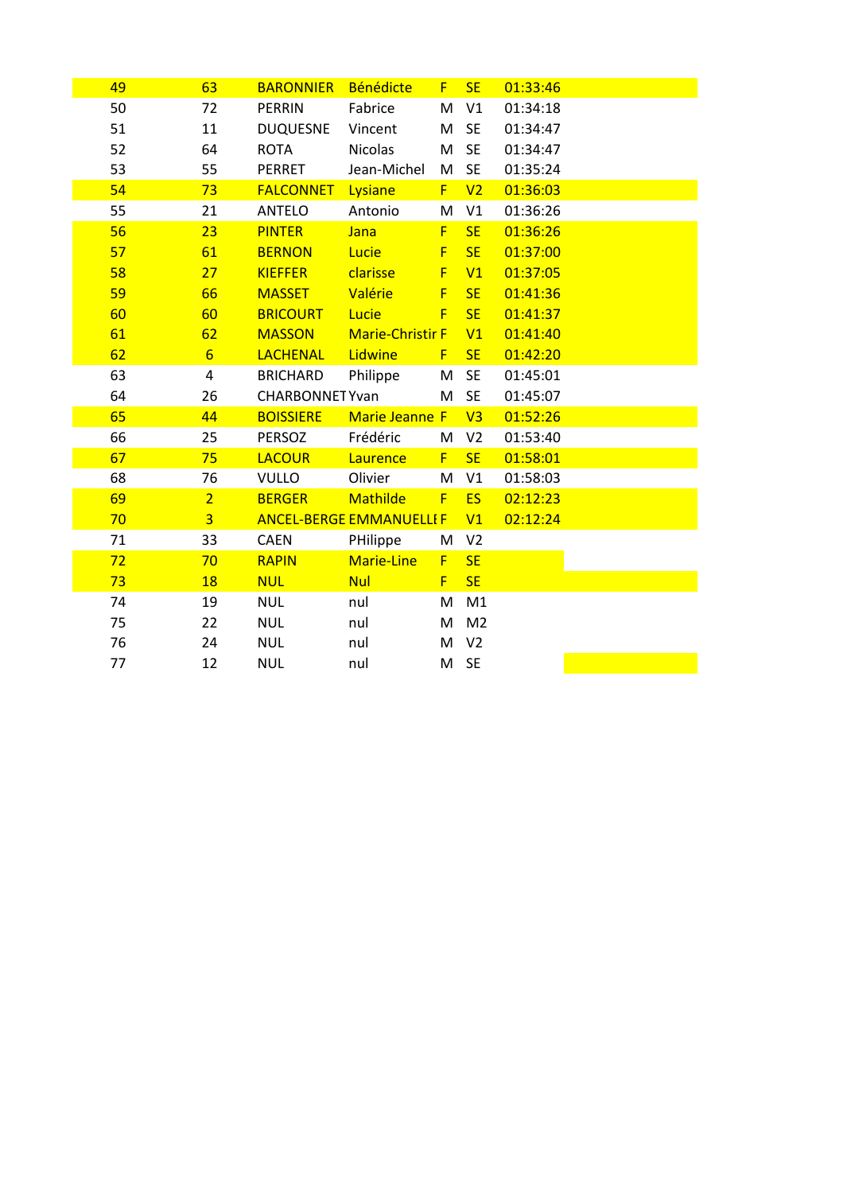| | | | | | | |
|---|---|---|---|---|---|---|
| 49 | 63 | BARONNIER | Bénédicte | F | SE | 01:33:46 |
| 50 | 72 | PERRIN | Fabrice | M | V1 | 01:34:18 |
| 51 | 11 | DUQUESNE | Vincent | M | SE | 01:34:47 |
| 52 | 64 | ROTA | Nicolas | M | SE | 01:34:47 |
| 53 | 55 | PERRET | Jean-Michel | M | SE | 01:35:24 |
| 54 | 73 | FALCONNET | Lysiane | F | V2 | 01:36:03 |
| 55 | 21 | ANTELO | Antonio | M | V1 | 01:36:26 |
| 56 | 23 | PINTER | Jana | F | SE | 01:36:26 |
| 57 | 61 | BERNON | Lucie | F | SE | 01:37:00 |
| 58 | 27 | KIEFFER | clarisse | F | V1 | 01:37:05 |
| 59 | 66 | MASSET | Valérie | F | SE | 01:41:36 |
| 60 | 60 | BRICOURT | Lucie | F | SE | 01:41:37 |
| 61 | 62 | MASSON | Marie-Christir | F | V1 | 01:41:40 |
| 62 | 6 | LACHENAL | Lidwine | F | SE | 01:42:20 |
| 63 | 4 | BRICHARD | Philippe | M | SE | 01:45:01 |
| 64 | 26 | CHARBONNET | Yvan | M | SE | 01:45:07 |
| 65 | 44 | BOISSIERE | Marie Jeanne | F | V3 | 01:52:26 |
| 66 | 25 | PERSOZ | Frédéric | M | V2 | 01:53:40 |
| 67 | 75 | LACOUR | Laurence | F | SE | 01:58:01 |
| 68 | 76 | VULLO | Olivier | M | V1 | 01:58:03 |
| 69 | 2 | BERGER | Mathilde | F | ES | 02:12:23 |
| 70 | 3 | ANCEL-BERGE | EMMANUELLI | F | V1 | 02:12:24 |
| 71 | 33 | CAEN | PHilippe | M | V2 | |
| 72 | 70 | RAPIN | Marie-Line | F | SE | |
| 73 | 18 | NUL | Nul | F | SE | |
| 74 | 19 | NUL | nul | M | M1 | |
| 75 | 22 | NUL | nul | M | M2 | |
| 76 | 24 | NUL | nul | M | V2 | |
| 77 | 12 | NUL | nul | M | SE | |